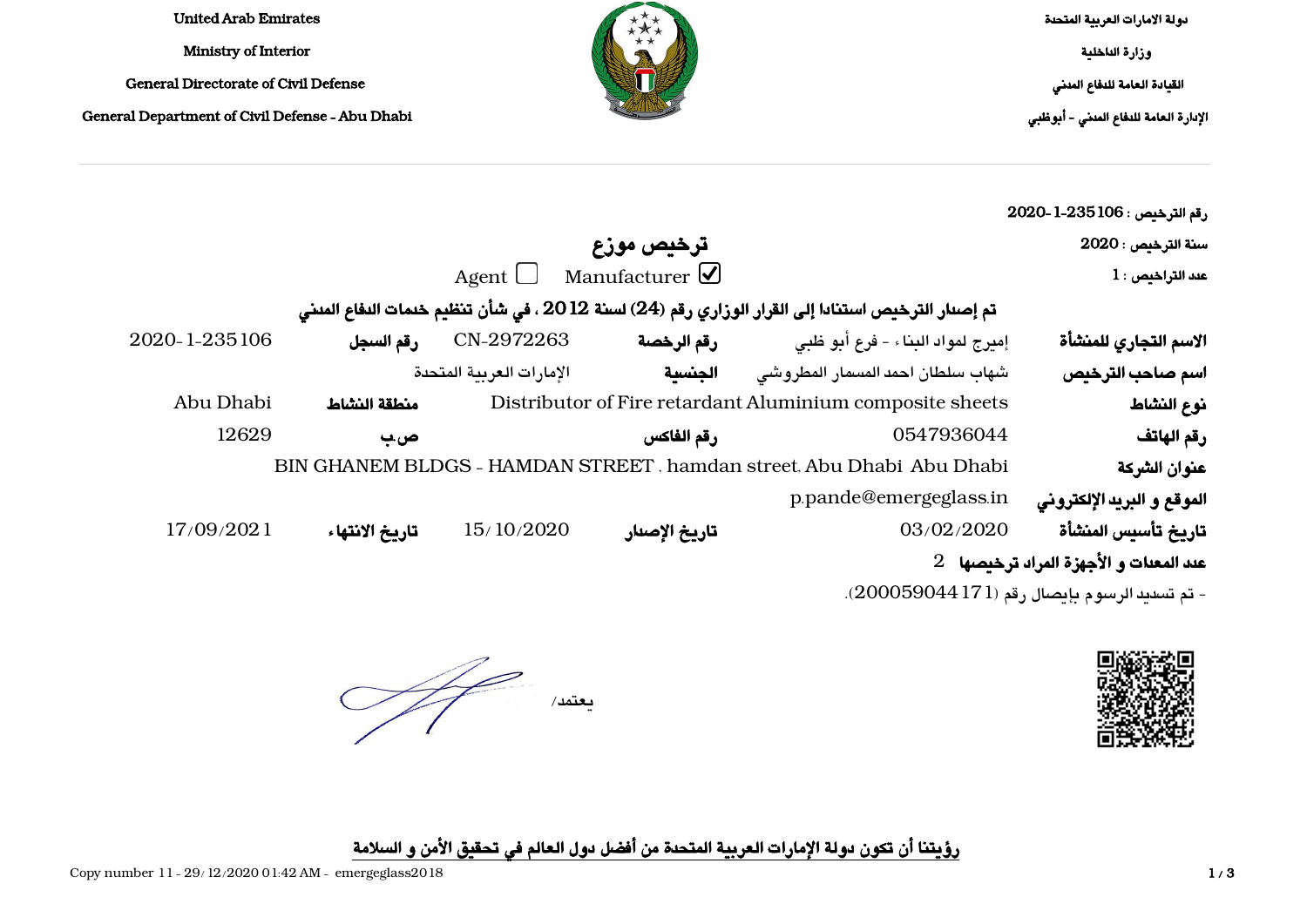United Arab Emirates
Ministry of Interior
General Directorate of Civil Defense
General Department of Civil Defense - Abu Dhabi

دولة الامارات العربية المتحدة
وزارة الداخلية
القيادة العامة للدفاع المدني
الإدارة العامة للدفاع المدني - أبوظبي

---

رقم الترخيص : 2020-1-235106
سنة الترخيص : 2020
عدد التراخيص : 1

# ترخيص موزع

Agent ☐ Manufacturer ☑

**تم إصدار الترخيص استنادا إلى القرار الوزاري رقم (24) لسنة 2012 ، في شأن تنظيم خدمات الدفاع المدني**

| | | | | | |
|---|---|---|---|---|---|
| **الاسم التجاري للمنشأة** | إميرج لمواد البناء - فرع أبو ظبي | **رقم الرخصة** | CN-2972263 | **رقم السجل** | 2020-1-235106 |
| **اسم صاحب الترخيص** | شهاب سلطان احمد المسمار المطروشي | **الجنسية** | الإمارات العربية المتحدة | | |
| **نوع النشاط** | Distributor of Fire retardant Aluminium composite sheets | | | **منطقة النشاط** | Abu Dhabi |
| **رقم الهاتف** | 0547936044 | **رقم الفاكس** | | **ص.ب** | 12629 |
| **عنوان الشركة** | BIN GHANEM BLDGS - HAMDAN STREET , hamdan street, Abu Dhabi Abu Dhabi | | | | |
| **الموقع و البريد الإلكتروني** | p.pande@emergeglass.in | | | | |
| **تاريخ تأسيس المنشأة** | 03/02/2020 | **تاريخ الإصدار** | 15/10/2020 | **تاريخ الانتهاء** | 17/09/2021 |

**عدد المعدات و الأجهزة المراد ترخيصها** 2

- تم تسديد الرسوم بإيصال رقم (20005904417​1).

يعتمد/

**رؤيتنا أن تكون دولة الإمارات العربية المتحدة من أفضل دول العالم في تحقيق الأمن و السلامة**

Copy number 11 - 29/12/2020 01:42 AM - emergeglass2018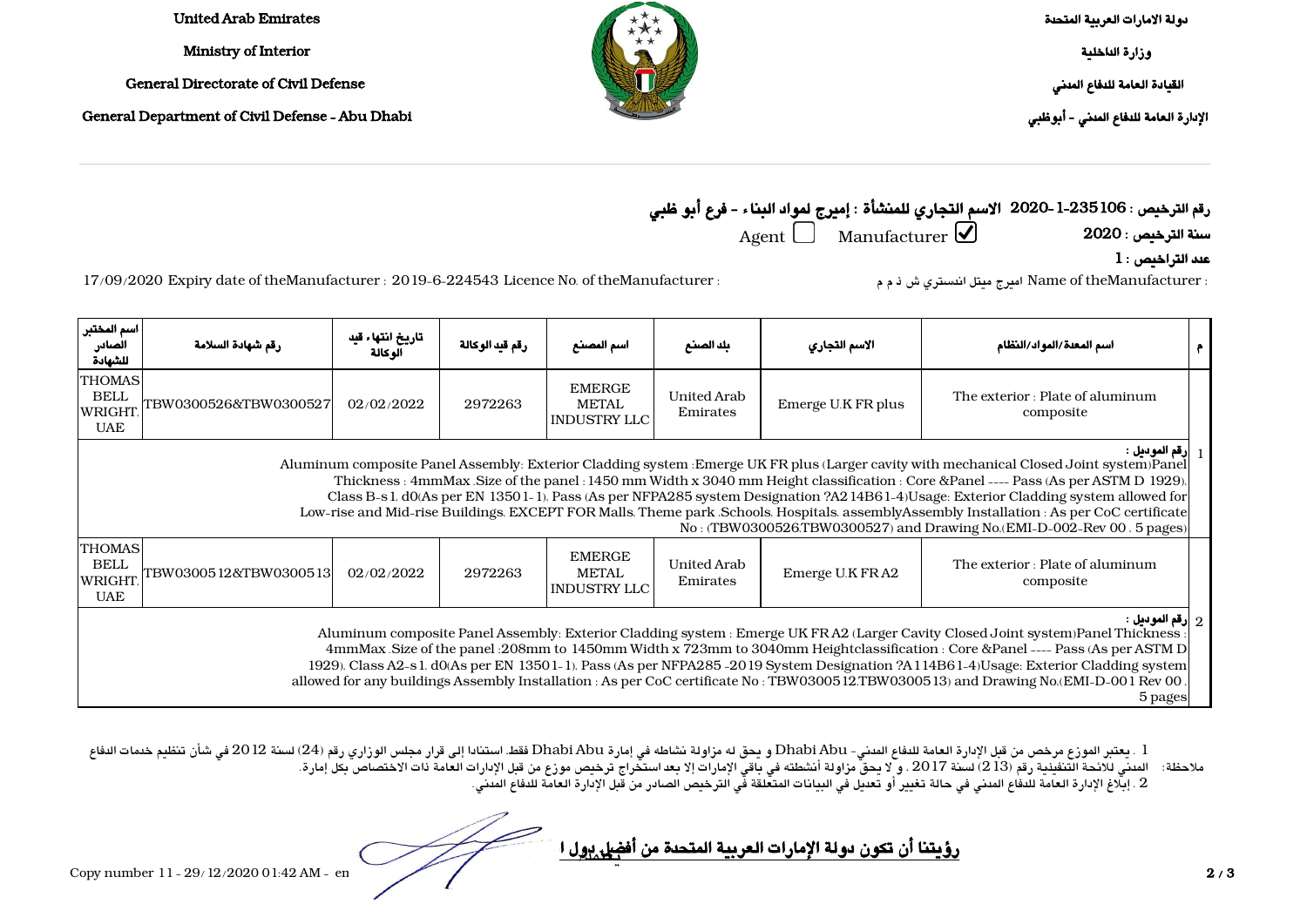United Arab Emirates

Ministry of Interior

General Directorate of Civil Defense

General Department of Civil Defense - Abu Dhabi

دولة الامارات العربية المتحدة

وزارة الداخلية

القيادة العامة للدفاع المدني

الإدارة العامة للدفاع المدني - أبوظبي

**رقم الترخيص : 106 235-1-2020 الاسم التجاري للمنشأة : إميرج لمواد البناء - فرع أبو ظبي**

**سنة الترخيص : 2020** Manufacturer ☑ Agent ☐

**عدد التراخيص : 1**

Name of theManufacturer : اميرج ميتل انستري ش ذ م م 17/09/2020 Expiry date of theManufacturer : 2019-6-224543 Licence No. of theManufacturer :

| م | اسم المعدة/المواد/النظام | الاسم التجاري | بلد الصنع | اسم المصنع | رقم قيد الوكالة | تاريخ انتهاء قيد الوكالة | رقم شهادة السلامة | اسم المختبر الصادر للشهادة |
|---|---|---|---|---|---|---|---|---|
| 1 | The exterior : Plate of aluminum composite | Emerge U.K FR plus | United Arab Emirates | EMERGE METAL INDUSTRY LLC | 2972263 | 02/02/2022 | TBW0300526&TBW0300527 | THOMAS BELL WRIGHT, UAE |
| | **رقم الموديل :** Aluminum composite Panel Assembly: Exterior Cladding system :Emerge UK FR plus (Larger cavity with mechanical Closed Joint system)Panel Thickness : 4mmMax .Size of the panel : 1450 mm Width x 3040 mm Height classification : Core &Panel ---- Pass (As per ASTM D 1929), Class B-s1, d0(As per EN 13501-1), Pass (As per NFPA285 system Designation ?A214B61-4)Usage: Exterior Cladding system allowed for Low-rise and Mid-rise Buildings, EXCEPT FOR Malls, Theme park ,Schools, Hospitals, assemblyAssembly Installation : As per CoC certificate No : (TBW0300526,TBW0300527) and Drawing No.(EMI-D-002-Rev 00 , 5 pages) | | | | | | | |
| 2 | The exterior : Plate of aluminum composite | Emerge U.K FR A2 | United Arab Emirates | EMERGE METAL INDUSTRY LLC | 2972263 | 02/02/2022 | TBW0300512&TBW0300513 | THOMAS BELL WRIGHT, UAE |
| | **رقم الموديل :** Aluminum composite Panel Assembly: Exterior Cladding system : Emerge UK FR A2 (Larger Cavity Closed Joint system)Panel Thickness : 4mmMax .Size of the panel :208mm to 1450mm Width x 723mm to 3040mm Heightclassification : Core &Panel ---- Pass (As per ASTM D 1929), Class A2-s1, d0(As per EN 13501-1), Pass (As per NFPA285 -2019 System Designation ?A114B61-4)Usage: Exterior Cladding system allowed for any buildings Assembly Installation : As per CoC certificate No : TBW0300512,TBW0300513) and Drawing No.(EMI-D-001 Rev 00 , 5 pages | | | | | | | |

ملاحظة: 1 . يعتبر الموزع مرخص من قبل الإدارة العامة للدفاع المدني- Abu Dhabi و يحق له مزاولة نشاطه في إمارة Abu Dhabi فقط، استنادا إلى قرار مجلس الوزاري رقم (24) لسنة 2012 في شأن تنظيم خدمات الدفاع المدني للائحة التنفيذية رقم (213) لسنة 2017 . و لا يحق مزاولة أنشطته في باقي الإمارات إلا بعد استخراج ترخيص موزع من قبل الإدارات العامة ذات الاختصاص بكل إمارة.

2 . إبلاغ الإدارة العامة للدفاع المدني في حالة تغيير أو تعديل في البيانات المتعلقة في الترخيص الصادر من قبل الإدارة العامة للدفاع المدني.

**رؤيتنا أن تكون دولة الإمارات العربية المتحدة من أفضل دول العالم**

Copy number 11 - 29/12/2020 01:42 AM - en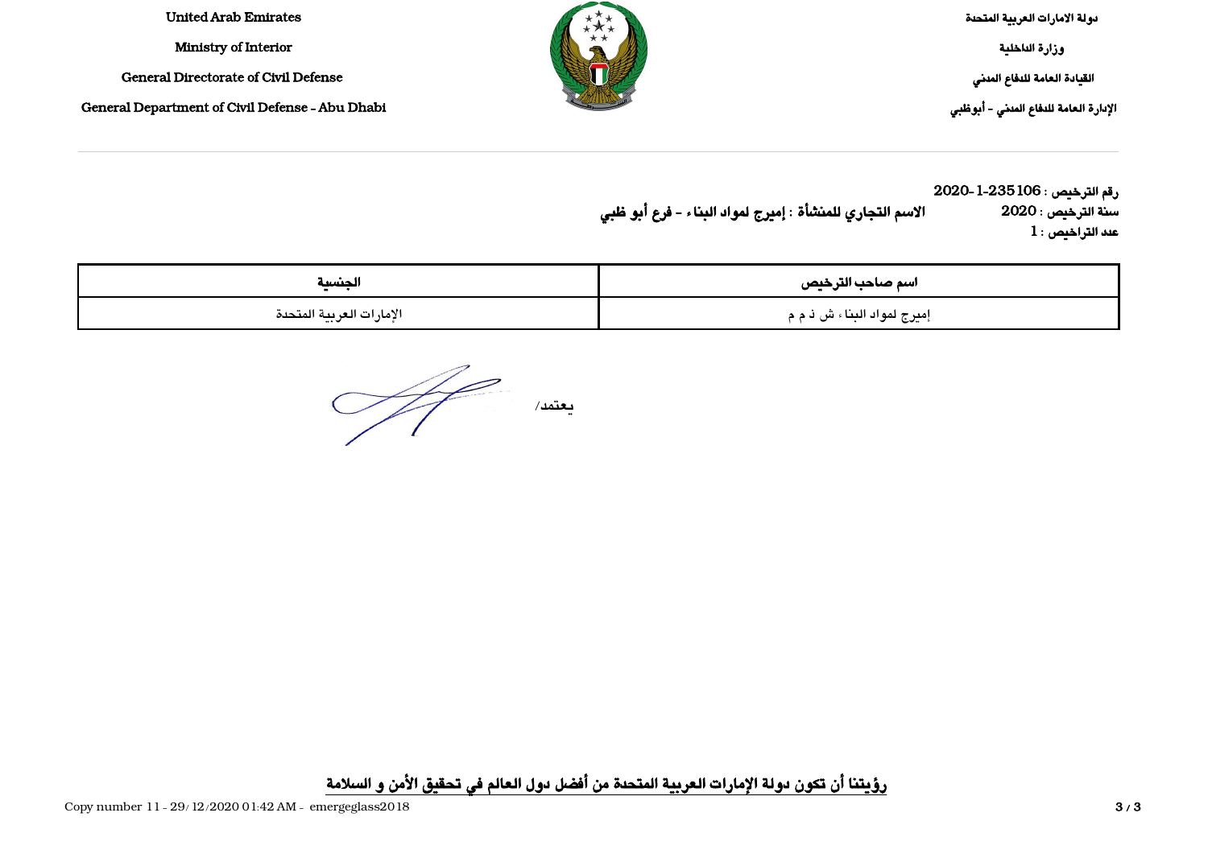United Arab Emirates

Ministry of Interior

General Directorate of Civil Defense

General Department of Civil Defense - Abu Dhabi

دولة الامارات العربية المتحدة

وزارة الداخلية

القيادة العامة للدفاع المدني

الإدارة العامة للدفاع المدني - أبوظبي

**رقم الترخيص :** 2020-1-235106

**سنة الترخيص :** 2020 　　　　**الاسم التجاري للمنشأة : إميرج لمواد البناء - فرع أبو ظبي**

**عدد التراخيص :** 1

| اسم صاحب الترخيص | الجنسية |
| --- | --- |
| إميرج لمواد البناء ش ذ م م | الإمارات العربية المتحدة |

يعتمد/

**رؤيتنا أن تكون دولة الإمارات العربية المتحدة من أفضل دول العالم في تحقيق الأمن و السلامة**

Copy number 11 - 29/12/2020 01:42 AM - emergeglass2018